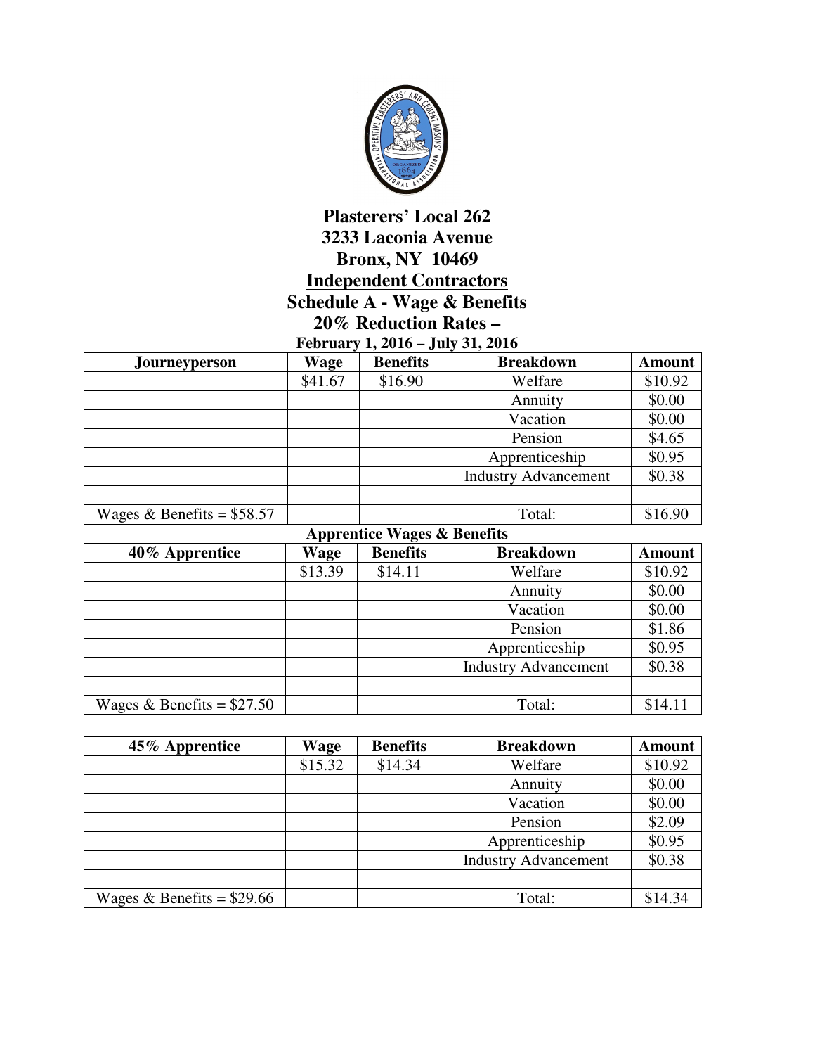# Plasterers' Local 262
## 3233 Laconia Avenue
## Bronx, NY 10469
## Independent Contractors
## Schedule A - Wage & Benefits
## 20% Reduction Rates –
### February 1, 2016 – July 31, 2016

| Journeyperson | Wage | Benefits | Breakdown | Amount |
|---|---|---|---|---|
| | $41.67 | $16.90 | Welfare | $10.92 |
| | | | Annuity | $0.00 |
| | | | Vacation | $0.00 |
| | | | Pension | $4.65 |
| | | | Apprenticeship | $0.95 |
| | | | Industry Advancement | $0.38 |
| | | | | |
| Wages & Benefits = $58.57 | | | Total: | $16.90 |

### Apprentice Wages & Benefits

| 40% Apprentice | Wage | Benefits | Breakdown | Amount |
|---|---|---|---|---|
| | $13.39 | $14.11 | Welfare | $10.92 |
| | | | Annuity | $0.00 |
| | | | Vacation | $0.00 |
| | | | Pension | $1.86 |
| | | | Apprenticeship | $0.95 |
| | | | Industry Advancement | $0.38 |
| | | | | |
| Wages & Benefits = $27.50 | | | Total: | $14.11 |

| 45% Apprentice | Wage | Benefits | Breakdown | Amount |
|---|---|---|---|---|
| | $15.32 | $14.34 | Welfare | $10.92 |
| | | | Annuity | $0.00 |
| | | | Vacation | $0.00 |
| | | | Pension | $2.09 |
| | | | Apprenticeship | $0.95 |
| | | | Industry Advancement | $0.38 |
| | | | | |
| Wages & Benefits = $29.66 | | | Total: | $14.34 |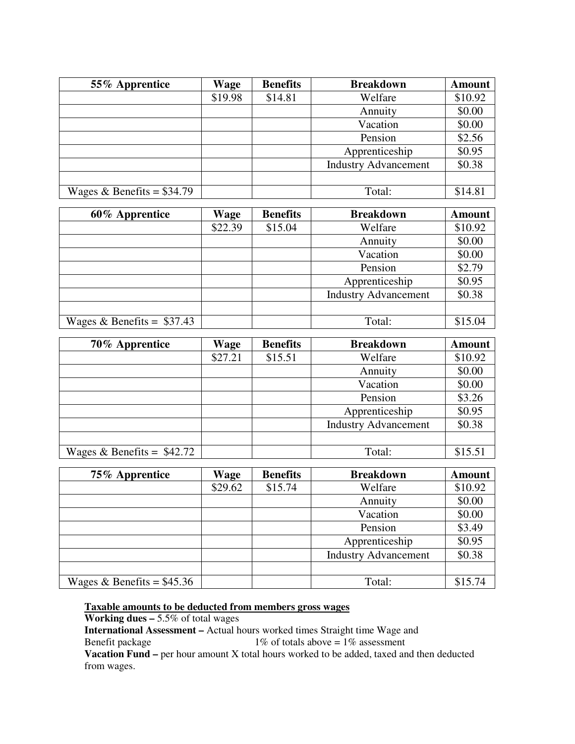| 55% Apprentice | Wage | Benefits | Breakdown | Amount |
|---|---|---|---|---|
| | $19.98 | $14.81 | Welfare | $10.92 |
| | | | Annuity | $0.00 |
| | | | Vacation | $0.00 |
| | | | Pension | $2.56 |
| | | | Apprenticeship | $0.95 |
| | | | Industry Advancement | $0.38 |
| | | | | |
| Wages & Benefits = $34.79 | | | Total: | $14.81 |

| 60% Apprentice | Wage | Benefits | Breakdown | Amount |
|---|---|---|---|---|
| | $22.39 | $15.04 | Welfare | $10.92 |
| | | | Annuity | $0.00 |
| | | | Vacation | $0.00 |
| | | | Pension | $2.79 |
| | | | Apprenticeship | $0.95 |
| | | | Industry Advancement | $0.38 |
| | | | | |
| Wages & Benefits = $37.43 | | | Total: | $15.04 |

| 70% Apprentice | Wage | Benefits | Breakdown | Amount |
|---|---|---|---|---|
| | $27.21 | $15.51 | Welfare | $10.92 |
| | | | Annuity | $0.00 |
| | | | Vacation | $0.00 |
| | | | Pension | $3.26 |
| | | | Apprenticeship | $0.95 |
| | | | Industry Advancement | $0.38 |
| | | | | |
| Wages & Benefits = $42.72 | | | Total: | $15.51 |

| 75% Apprentice | Wage | Benefits | Breakdown | Amount |
|---|---|---|---|---|
| | $29.62 | $15.74 | Welfare | $10.92 |
| | | | Annuity | $0.00 |
| | | | Vacation | $0.00 |
| | | | Pension | $3.49 |
| | | | Apprenticeship | $0.95 |
| | | | Industry Advancement | $0.38 |
| | | | | |
| Wages & Benefits = $45.36 | | | Total: | $15.74 |

**Taxable amounts to be deducted from members gross wages**

**Working dues –** 5.5% of total wages

**International Assessment –** Actual hours worked times Straight time Wage and Benefit package 1% of totals above = 1% assessment

**Vacation Fund –** per hour amount X total hours worked to be added, taxed and then deducted from wages.